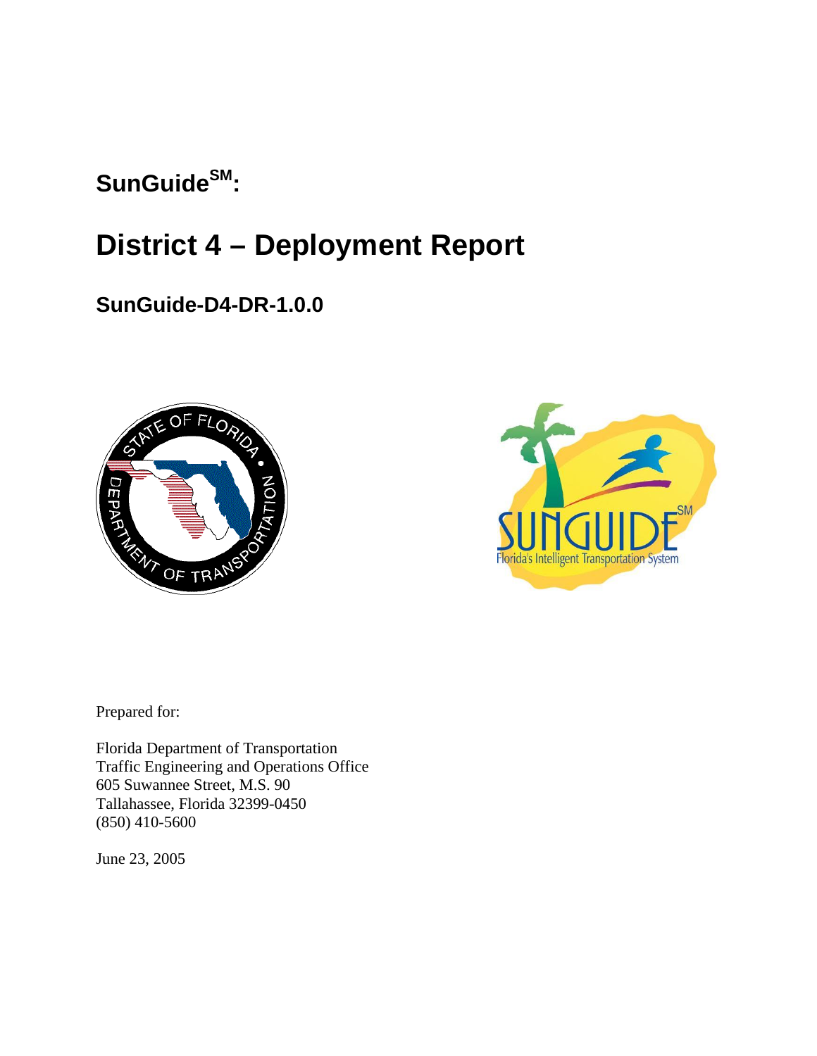# SunGuide[SM]:

# District 4 – Deployment Report

## SunGuide-D4-DR-1.0.0

Prepared for:

Florida Department of Transportation
Traffic Engineering and Operations Office
605 Suwannee Street, M.S. 90
Tallahassee, Florida 32399-0450
(850) 410-5600

June 23, 2005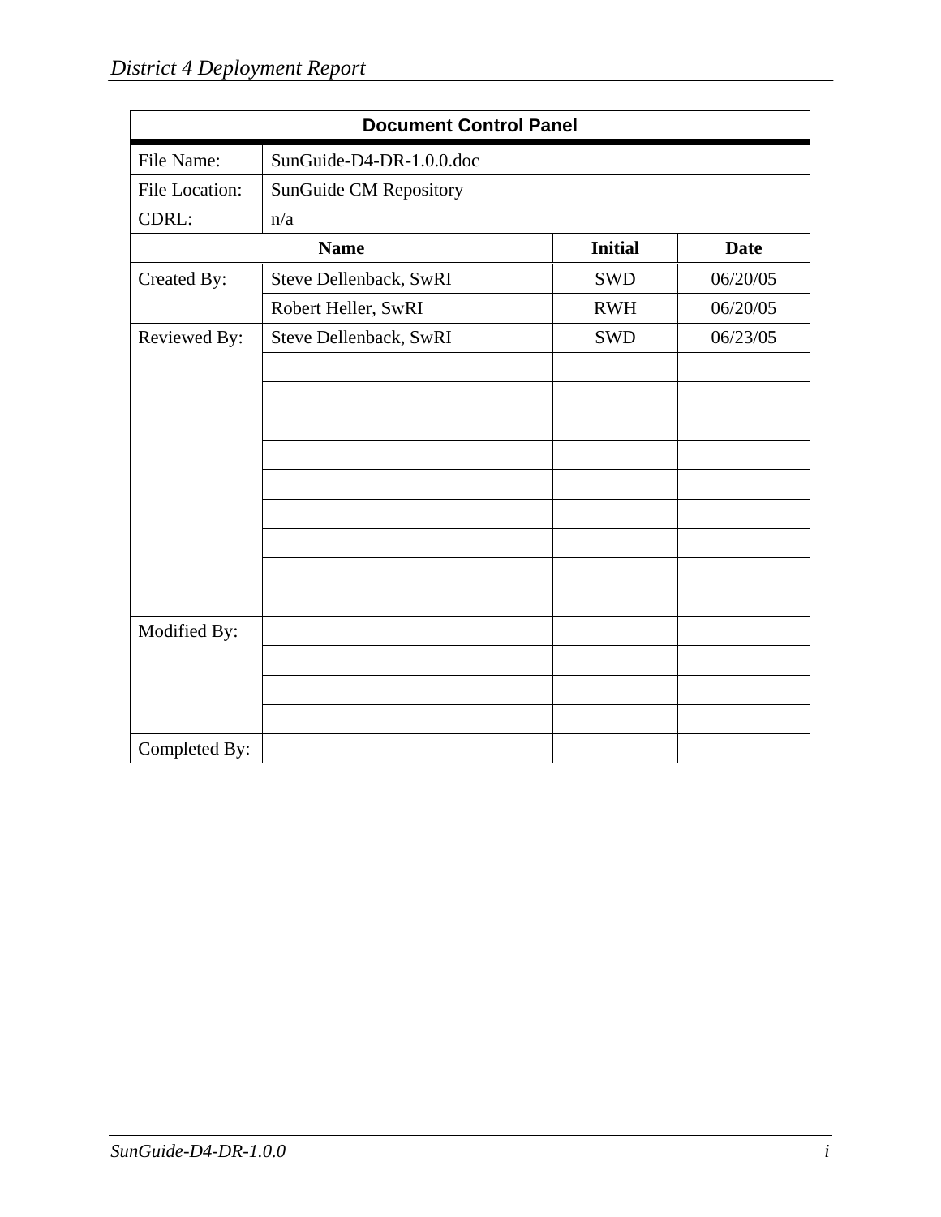| Document Control Panel | | | |
|---|---|---|---|
| File Name: | SunGuide-D4-DR-1.0.0.doc | | |
| File Location: | SunGuide CM Repository | | |
| CDRL: | n/a | | |
| | **Name** | **Initial** | **Date** |
| Created By: | Steve Dellenback, SwRI | SWD | 06/20/05 |
| | Robert Heller, SwRI | RWH | 06/20/05 |
| Reviewed By: | Steve Dellenback, SwRI | SWD | 06/23/05 |
| | | | |
| | | | |
| | | | |
| | | | |
| | | | |
| | | | |
| | | | |
| | | | |
| | | | |
| Modified By: | | | |
| | | | |
| | | | |
| | | | |
| Completed By: | | | |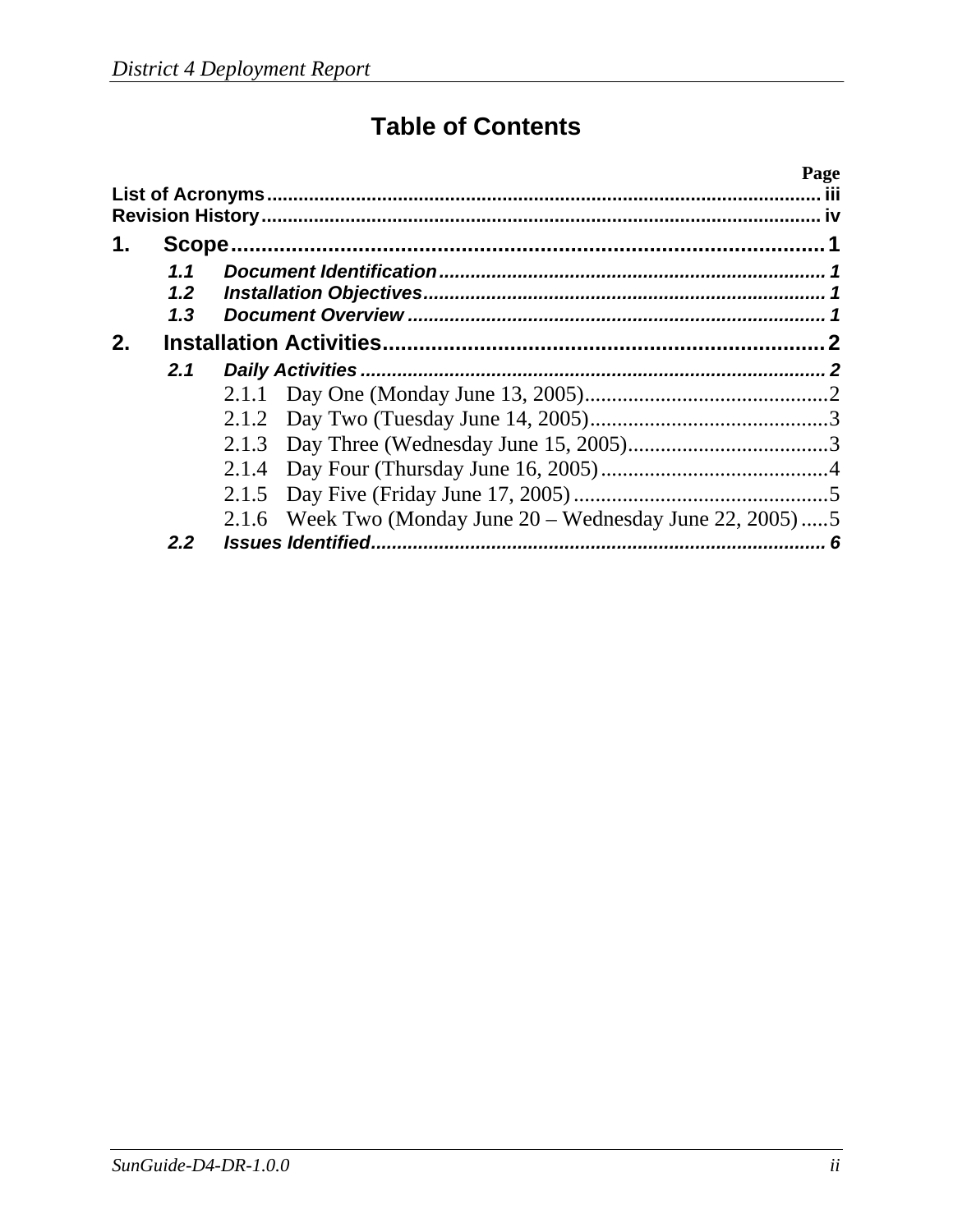# Table of Contents

| | Page |
|---|---|
| **List of Acronyms** | iii |
| **Revision History** | iv |
| **1. Scope** | **1** |
| *1.1 Document Identification* | 1 |
| *1.2 Installation Objectives* | 1 |
| *1.3 Document Overview* | 1 |
| **2. Installation Activities** | **2** |
| *2.1 Daily Activities* | 2 |
| 2.1.1 Day One (Monday June 13, 2005) | 2 |
| 2.1.2 Day Two (Tuesday June 14, 2005) | 3 |
| 2.1.3 Day Three (Wednesday June 15, 2005) | 3 |
| 2.1.4 Day Four (Thursday June 16, 2005) | 4 |
| 2.1.5 Day Five (Friday June 17, 2005) | 5 |
| 2.1.6 Week Two (Monday June 20 – Wednesday June 22, 2005) | 5 |
| *2.2 Issues Identified* | 6 |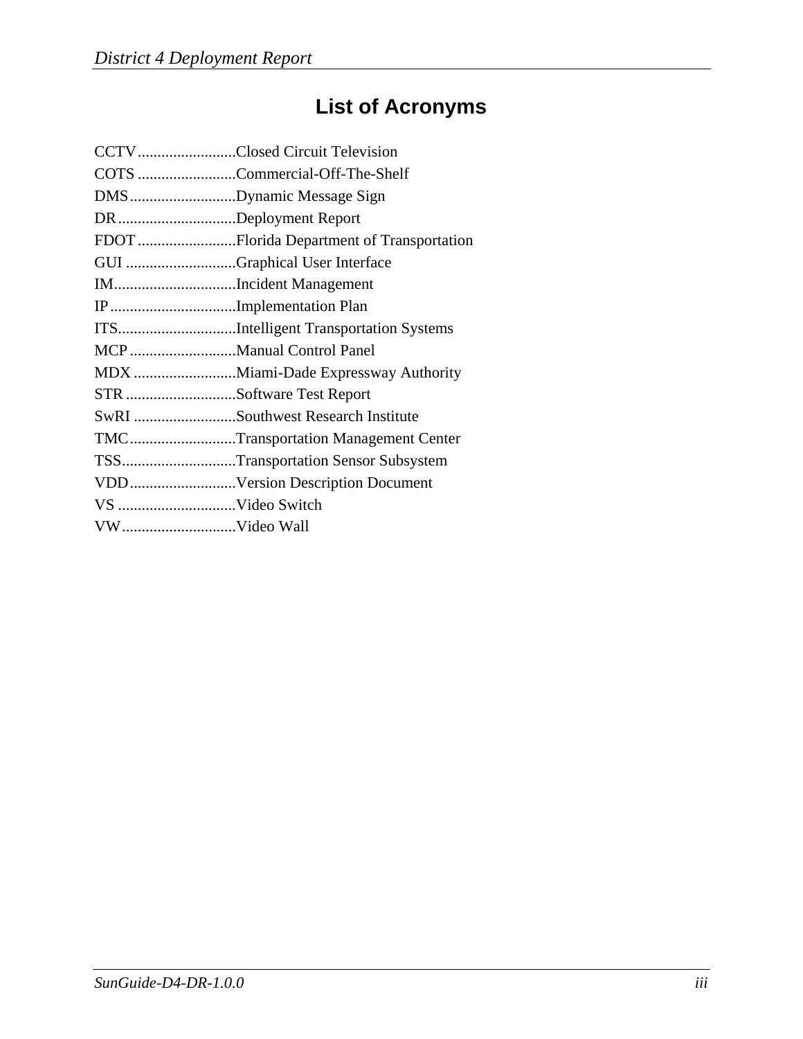# List of Acronyms

CCTV.........................Closed Circuit Television
COTS .........................Commercial-Off-The-Shelf
DMS...........................Dynamic Message Sign
DR..............................Deployment Report
FDOT.........................Florida Department of Transportation
GUI ............................Graphical User Interface
IM...............................Incident Management
IP................................Implementation Plan
ITS..............................Intelligent Transportation Systems
MCP...........................Manual Control Panel
MDX..........................Miami-Dade Expressway Authority
STR ............................Software Test Report
SwRI ..........................Southwest Research Institute
TMC...........................Transportation Management Center
TSS.............................Transportation Sensor Subsystem
VDD...........................Version Description Document
VS ..............................Video Switch
VW.............................Video Wall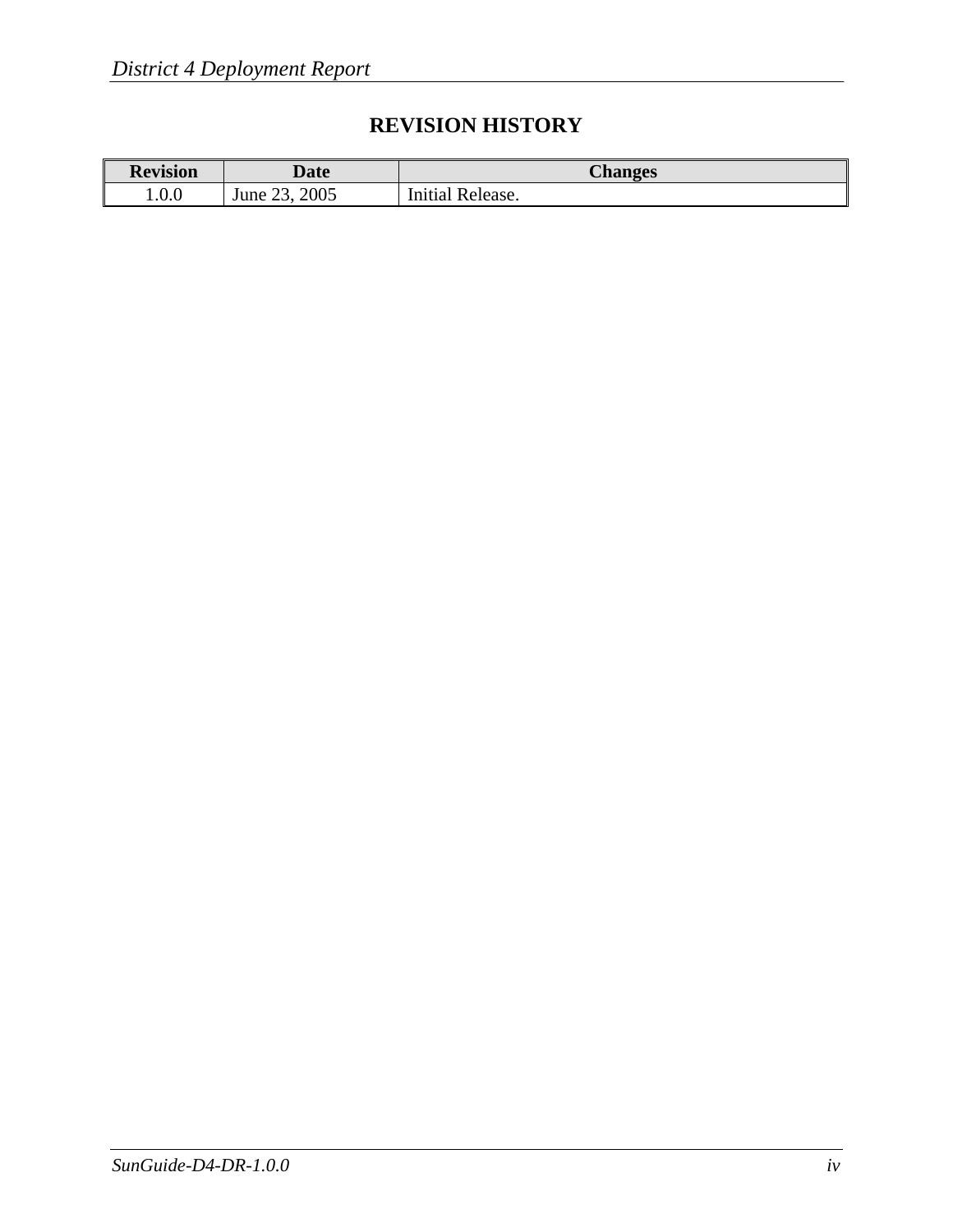# REVISION HISTORY

| Revision | Date | Changes |
| --- | --- | --- |
| 1.0.0 | June 23, 2005 | Initial Release. |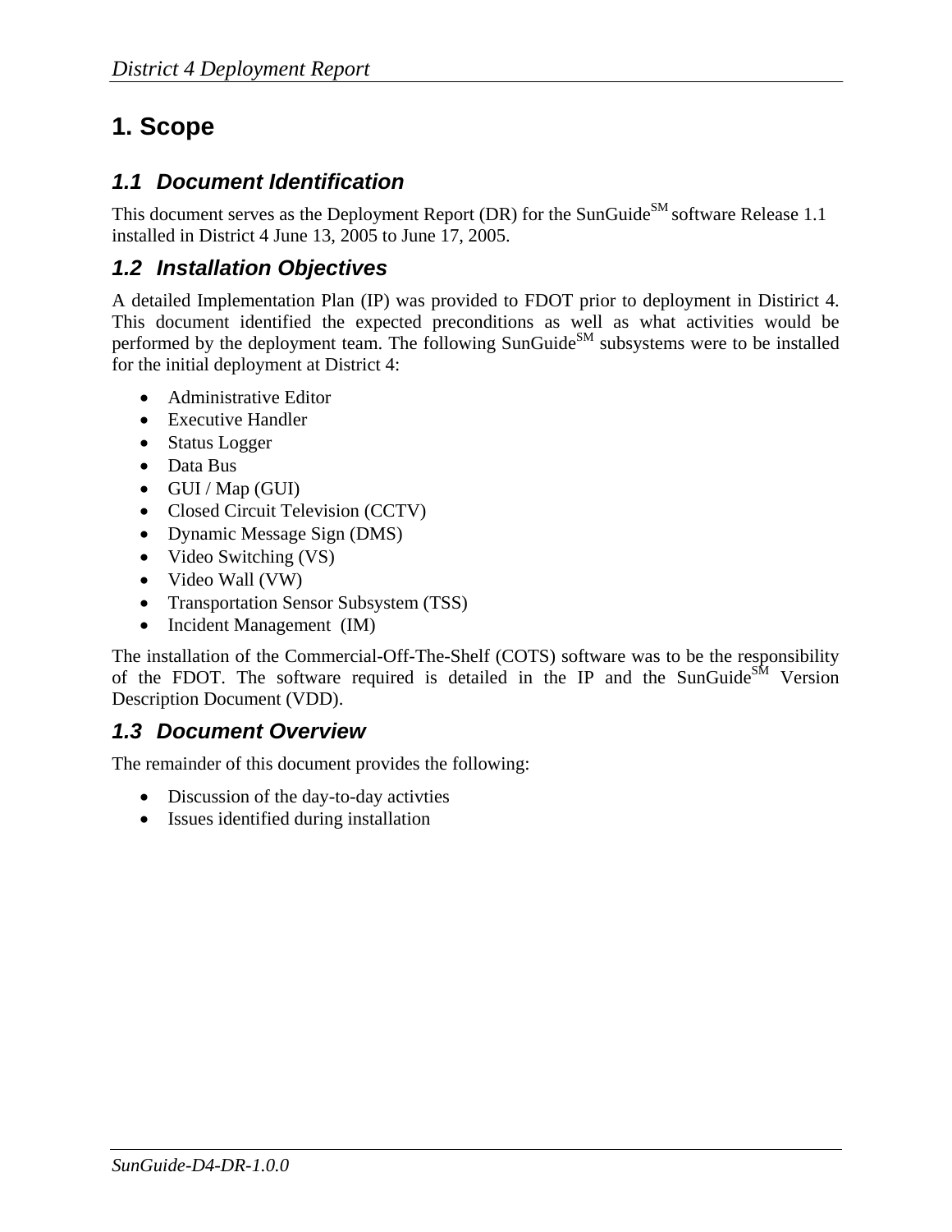# 1. Scope

## 1.1 Document Identification

This document serves as the Deployment Report (DR) for the SunGuide[SM] software Release 1.1 installed in District 4 June 13, 2005 to June 17, 2005.

## 1.2 Installation Objectives

A detailed Implementation Plan (IP) was provided to FDOT prior to deployment in Distirict 4. This document identified the expected preconditions as well as what activities would be performed by the deployment team. The following SunGuide[SM] subsystems were to be installed for the initial deployment at District 4:

- Administrative Editor
- Executive Handler
- Status Logger
- Data Bus
- GUI / Map (GUI)
- Closed Circuit Television (CCTV)
- Dynamic Message Sign (DMS)
- Video Switching (VS)
- Video Wall (VW)
- Transportation Sensor Subsystem (TSS)
- Incident Management (IM)

The installation of the Commercial-Off-The-Shelf (COTS) software was to be the responsibility of the FDOT. The software required is detailed in the IP and the SunGuide[SM] Version Description Document (VDD).

## 1.3 Document Overview

The remainder of this document provides the following:

- Discussion of the day-to-day activties
- Issues identified during installation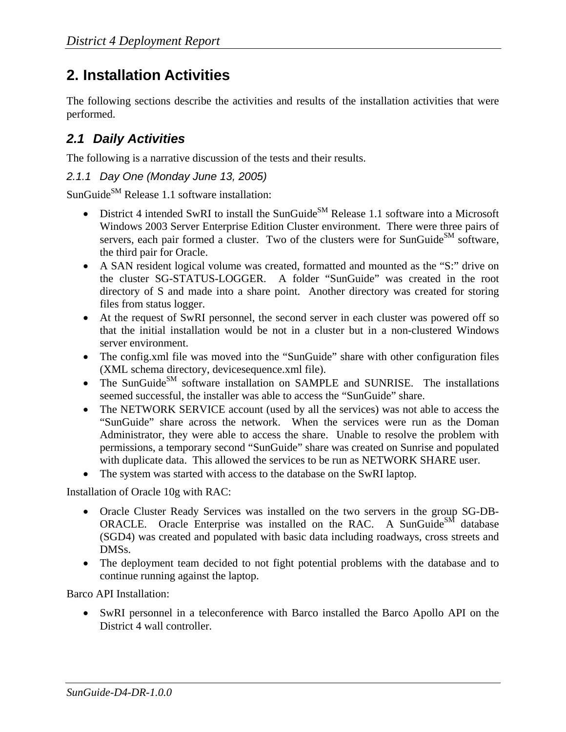# 2. Installation Activities

The following sections describe the activities and results of the installation activities that were performed.

## 2.1 Daily Activities

The following is a narrative discussion of the tests and their results.

### 2.1.1 Day One (Monday June 13, 2005)

SunGuide$^{SM}$ Release 1.1 software installation:

- District 4 intended SwRI to install the SunGuide$^{SM}$ Release 1.1 software into a Microsoft Windows 2003 Server Enterprise Edition Cluster environment. There were three pairs of servers, each pair formed a cluster. Two of the clusters were for SunGuide$^{SM}$ software, the third pair for Oracle.
- A SAN resident logical volume was created, formatted and mounted as the "S:" drive on the cluster SG-STATUS-LOGGER. A folder "SunGuide" was created in the root directory of S and made into a share point. Another directory was created for storing files from status logger.
- At the request of SwRI personnel, the second server in each cluster was powered off so that the initial installation would be not in a cluster but in a non-clustered Windows server environment.
- The config.xml file was moved into the "SunGuide" share with other configuration files (XML schema directory, devicesequence.xml file).
- The SunGuide$^{SM}$ software installation on SAMPLE and SUNRISE. The installations seemed successful, the installer was able to access the "SunGuide" share.
- The NETWORK SERVICE account (used by all the services) was not able to access the "SunGuide" share across the network. When the services were run as the Doman Administrator, they were able to access the share. Unable to resolve the problem with permissions, a temporary second "SunGuide" share was created on Sunrise and populated with duplicate data. This allowed the services to be run as NETWORK SHARE user.
- The system was started with access to the database on the SwRI laptop.

Installation of Oracle 10g with RAC:

- Oracle Cluster Ready Services was installed on the two servers in the group SG-DB-ORACLE. Oracle Enterprise was installed on the RAC. A SunGuide$^{SM}$ database (SGD4) was created and populated with basic data including roadways, cross streets and DMSs.
- The deployment team decided to not fight potential problems with the database and to continue running against the laptop.

Barco API Installation:

- SwRI personnel in a teleconference with Barco installed the Barco Apollo API on the District 4 wall controller.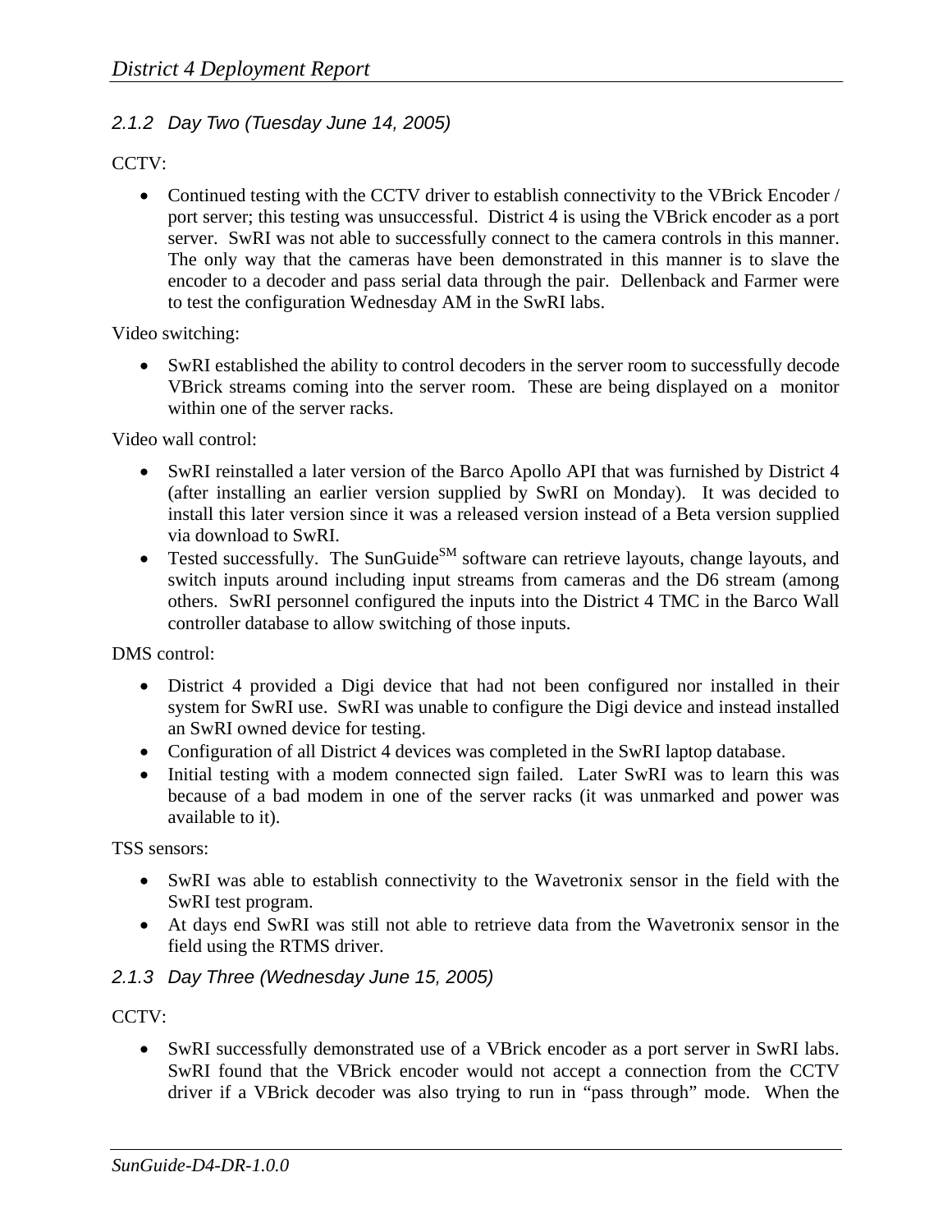### 2.1.2 Day Two (Tuesday June 14, 2005)

CCTV:

- Continued testing with the CCTV driver to establish connectivity to the VBrick Encoder / port server; this testing was unsuccessful. District 4 is using the VBrick encoder as a port server. SwRI was not able to successfully connect to the camera controls in this manner. The only way that the cameras have been demonstrated in this manner is to slave the encoder to a decoder and pass serial data through the pair. Dellenback and Farmer were to test the configuration Wednesday AM in the SwRI labs.

Video switching:

- SwRI established the ability to control decoders in the server room to successfully decode VBrick streams coming into the server room. These are being displayed on a monitor within one of the server racks.

Video wall control:

- SwRI reinstalled a later version of the Barco Apollo API that was furnished by District 4 (after installing an earlier version supplied by SwRI on Monday). It was decided to install this later version since it was a released version instead of a Beta version supplied via download to SwRI.
- Tested successfully. The SunGuide[SM] software can retrieve layouts, change layouts, and switch inputs around including input streams from cameras and the D6 stream (among others. SwRI personnel configured the inputs into the District 4 TMC in the Barco Wall controller database to allow switching of those inputs.

DMS control:

- District 4 provided a Digi device that had not been configured nor installed in their system for SwRI use. SwRI was unable to configure the Digi device and instead installed an SwRI owned device for testing.
- Configuration of all District 4 devices was completed in the SwRI laptop database.
- Initial testing with a modem connected sign failed. Later SwRI was to learn this was because of a bad modem in one of the server racks (it was unmarked and power was available to it).

TSS sensors:

- SwRI was able to establish connectivity to the Wavetronix sensor in the field with the SwRI test program.
- At days end SwRI was still not able to retrieve data from the Wavetronix sensor in the field using the RTMS driver.

### 2.1.3 Day Three (Wednesday June 15, 2005)

CCTV:

- SwRI successfully demonstrated use of a VBrick encoder as a port server in SwRI labs. SwRI found that the VBrick encoder would not accept a connection from the CCTV driver if a VBrick decoder was also trying to run in "pass through" mode. When the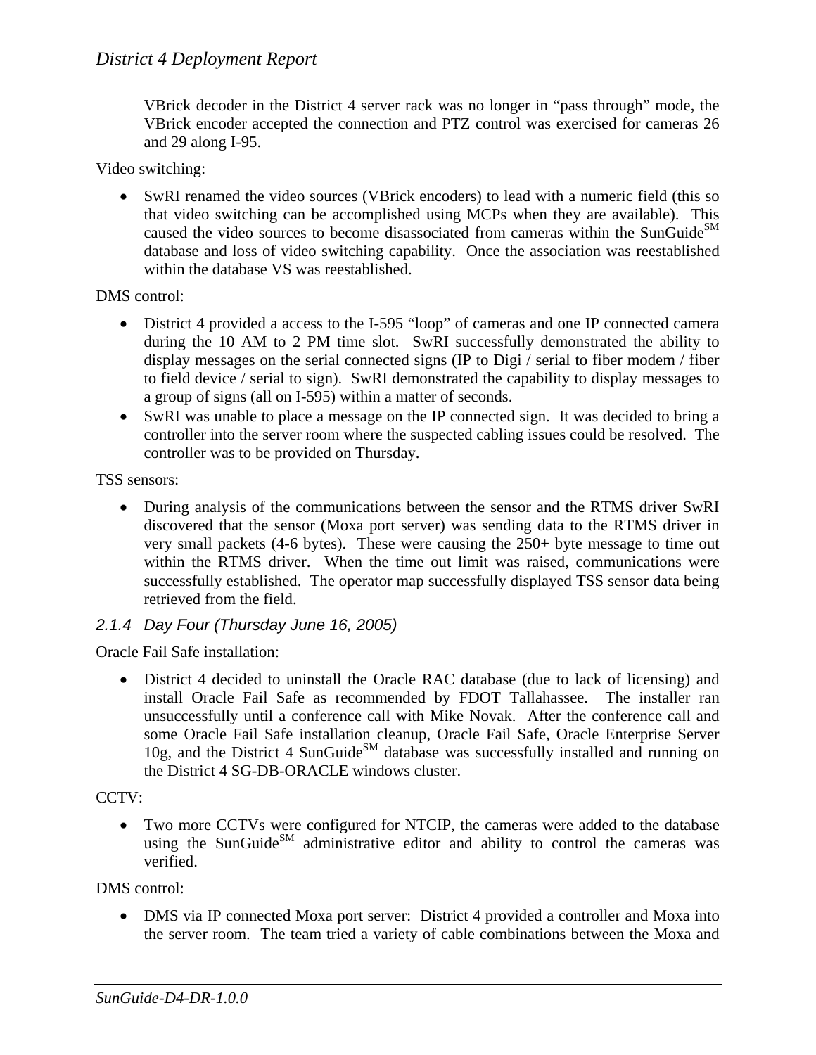VBrick decoder in the District 4 server rack was no longer in "pass through" mode, the VBrick encoder accepted the connection and PTZ control was exercised for cameras 26 and 29 along I-95.

Video switching:

- SwRI renamed the video sources (VBrick encoders) to lead with a numeric field (this so that video switching can be accomplished using MCPs when they are available). This caused the video sources to become disassociated from cameras within the SunGuide[SM] database and loss of video switching capability. Once the association was reestablished within the database VS was reestablished.

DMS control:

- District 4 provided a access to the I-595 "loop" of cameras and one IP connected camera during the 10 AM to 2 PM time slot. SwRI successfully demonstrated the ability to display messages on the serial connected signs (IP to Digi / serial to fiber modem / fiber to field device / serial to sign). SwRI demonstrated the capability to display messages to a group of signs (all on I-595) within a matter of seconds.
- SwRI was unable to place a message on the IP connected sign. It was decided to bring a controller into the server room where the suspected cabling issues could be resolved. The controller was to be provided on Thursday.

TSS sensors:

- During analysis of the communications between the sensor and the RTMS driver SwRI discovered that the sensor (Moxa port server) was sending data to the RTMS driver in very small packets (4-6 bytes). These were causing the 250+ byte message to time out within the RTMS driver. When the time out limit was raised, communications were successfully established. The operator map successfully displayed TSS sensor data being retrieved from the field.

### 2.1.4 Day Four (Thursday June 16, 2005)

Oracle Fail Safe installation:

- District 4 decided to uninstall the Oracle RAC database (due to lack of licensing) and install Oracle Fail Safe as recommended by FDOT Tallahassee. The installer ran unsuccessfully until a conference call with Mike Novak. After the conference call and some Oracle Fail Safe installation cleanup, Oracle Fail Safe, Oracle Enterprise Server 10g, and the District 4 SunGuide[SM] database was successfully installed and running on the District 4 SG-DB-ORACLE windows cluster.

CCTV:

- Two more CCTVs were configured for NTCIP, the cameras were added to the database using the SunGuide[SM] administrative editor and ability to control the cameras was verified.

DMS control:

- DMS via IP connected Moxa port server: District 4 provided a controller and Moxa into the server room. The team tried a variety of cable combinations between the Moxa and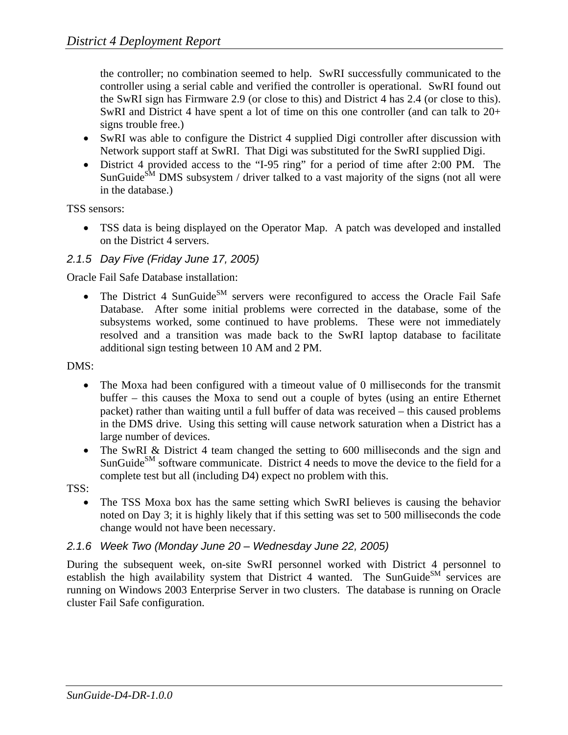the controller; no combination seemed to help. SwRI successfully communicated to the controller using a serial cable and verified the controller is operational. SwRI found out the SwRI sign has Firmware 2.9 (or close to this) and District 4 has 2.4 (or close to this). SwRI and District 4 have spent a lot of time on this one controller (and can talk to 20+ signs trouble free.)

- SwRI was able to configure the District 4 supplied Digi controller after discussion with Network support staff at SwRI. That Digi was substituted for the SwRI supplied Digi.
- District 4 provided access to the "I-95 ring" for a period of time after 2:00 PM. The SunGuide℠ DMS subsystem / driver talked to a vast majority of the signs (not all were in the database.)

TSS sensors:

- TSS data is being displayed on the Operator Map. A patch was developed and installed on the District 4 servers.

### 2.1.5 Day Five (Friday June 17, 2005)

Oracle Fail Safe Database installation:

- The District 4 SunGuide℠ servers were reconfigured to access the Oracle Fail Safe Database. After some initial problems were corrected in the database, some of the subsystems worked, some continued to have problems. These were not immediately resolved and a transition was made back to the SwRI laptop database to facilitate additional sign testing between 10 AM and 2 PM.

DMS:

- The Moxa had been configured with a timeout value of 0 milliseconds for the transmit buffer – this causes the Moxa to send out a couple of bytes (using an entire Ethernet packet) rather than waiting until a full buffer of data was received – this caused problems in the DMS drive. Using this setting will cause network saturation when a District has a large number of devices.
- The SwRI & District 4 team changed the setting to 600 milliseconds and the sign and SunGuide℠ software communicate. District 4 needs to move the device to the field for a complete test but all (including D4) expect no problem with this.

TSS:

- The TSS Moxa box has the same setting which SwRI believes is causing the behavior noted on Day 3; it is highly likely that if this setting was set to 500 milliseconds the code change would not have been necessary.

### 2.1.6 Week Two (Monday June 20 – Wednesday June 22, 2005)

During the subsequent week, on-site SwRI personnel worked with District 4 personnel to establish the high availability system that District 4 wanted. The SunGuide℠ services are running on Windows 2003 Enterprise Server in two clusters. The database is running on Oracle cluster Fail Safe configuration.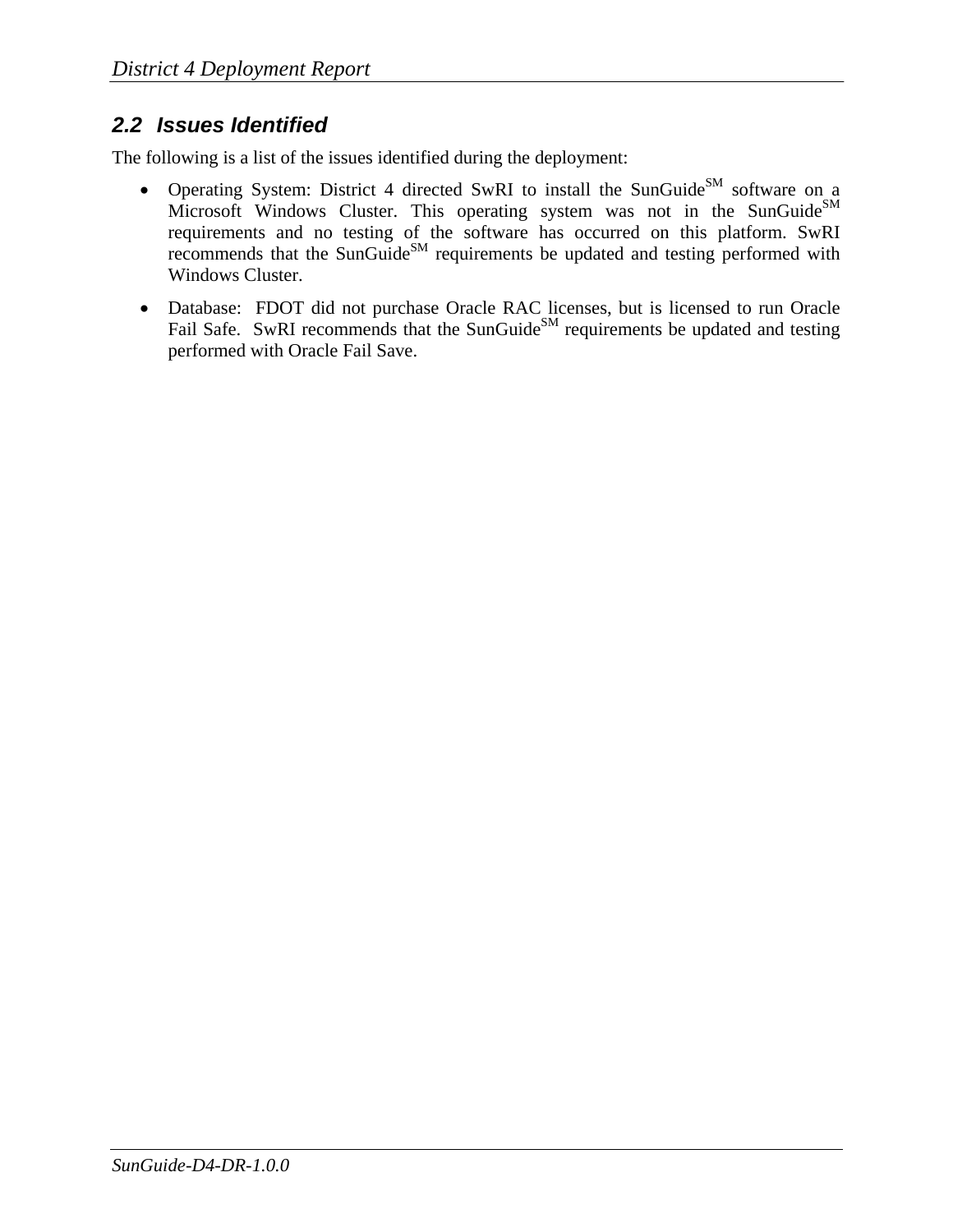## 2.2 Issues Identified

The following is a list of the issues identified during the deployment:

- Operating System: District 4 directed SwRI to install the SunGuide[SM] software on a Microsoft Windows Cluster. This operating system was not in the SunGuide[SM] requirements and no testing of the software has occurred on this platform. SwRI recommends that the SunGuide[SM] requirements be updated and testing performed with Windows Cluster.
- Database: FDOT did not purchase Oracle RAC licenses, but is licensed to run Oracle Fail Safe. SwRI recommends that the SunGuide[SM] requirements be updated and testing performed with Oracle Fail Save.